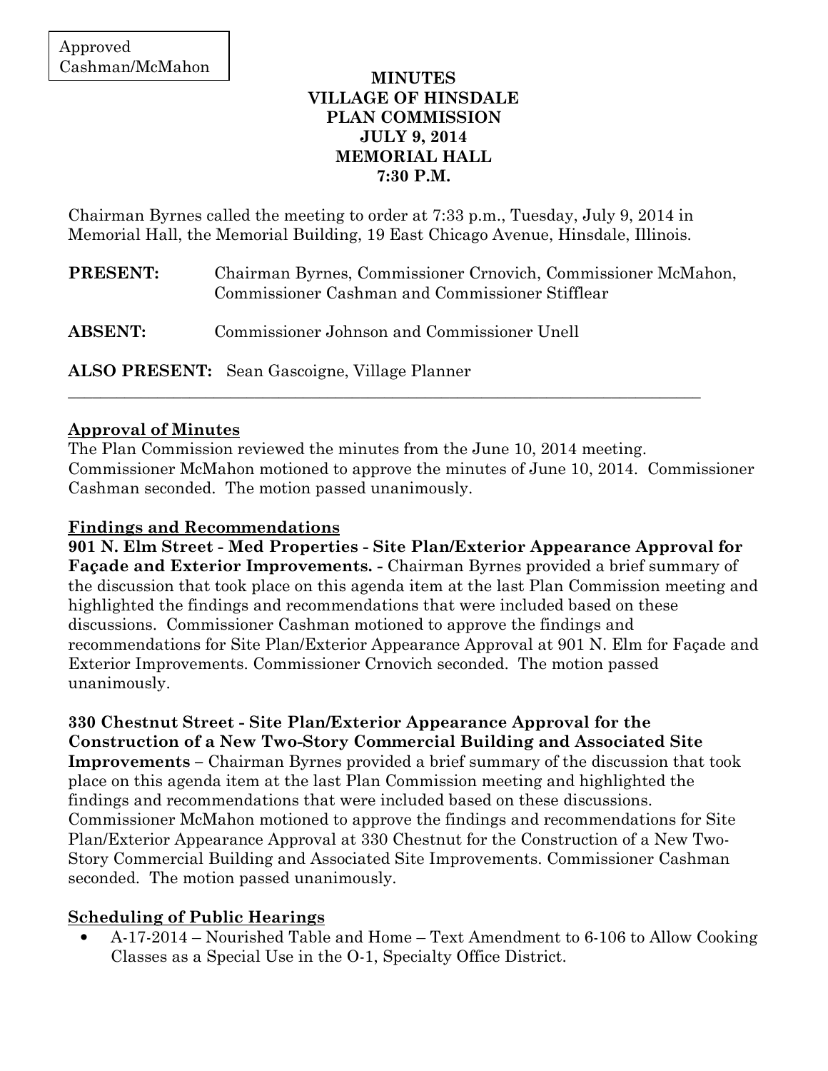Approved
Cashman/McMahon

# MINUTES
# VILLAGE OF HINSDALE
# PLAN COMMISSION
# JULY 9, 2014
# MEMORIAL HALL
# 7:30 P.M.

Chairman Byrnes called the meeting to order at 7:33 p.m., Tuesday, July 9, 2014 in Memorial Hall, the Memorial Building, 19 East Chicago Avenue, Hinsdale, Illinois.

**PRESENT:** Chairman Byrnes, Commissioner Crnovich, Commissioner McMahon, Commissioner Cashman and Commissioner Stifflear

**ABSENT:** Commissioner Johnson and Commissioner Unell

**ALSO PRESENT:** Sean Gascoigne, Village Planner

---

## Approval of Minutes

The Plan Commission reviewed the minutes from the June 10, 2014 meeting. Commissioner McMahon motioned to approve the minutes of June 10, 2014. Commissioner Cashman seconded. The motion passed unanimously.

## Findings and Recommendations

**901 N. Elm Street - Med Properties - Site Plan/Exterior Appearance Approval for Façade and Exterior Improvements. -** Chairman Byrnes provided a brief summary of the discussion that took place on this agenda item at the last Plan Commission meeting and highlighted the findings and recommendations that were included based on these discussions. Commissioner Cashman motioned to approve the findings and recommendations for Site Plan/Exterior Appearance Approval at 901 N. Elm for Façade and Exterior Improvements. Commissioner Crnovich seconded. The motion passed unanimously.

**330 Chestnut Street - Site Plan/Exterior Appearance Approval for the Construction of a New Two-Story Commercial Building and Associated Site Improvements –** Chairman Byrnes provided a brief summary of the discussion that took place on this agenda item at the last Plan Commission meeting and highlighted the findings and recommendations that were included based on these discussions. Commissioner McMahon motioned to approve the findings and recommendations for Site Plan/Exterior Appearance Approval at 330 Chestnut for the Construction of a New Two-Story Commercial Building and Associated Site Improvements. Commissioner Cashman seconded. The motion passed unanimously.

## Scheduling of Public Hearings

- A-17-2014 – Nourished Table and Home – Text Amendment to 6-106 to Allow Cooking Classes as a Special Use in the O-1, Specialty Office District.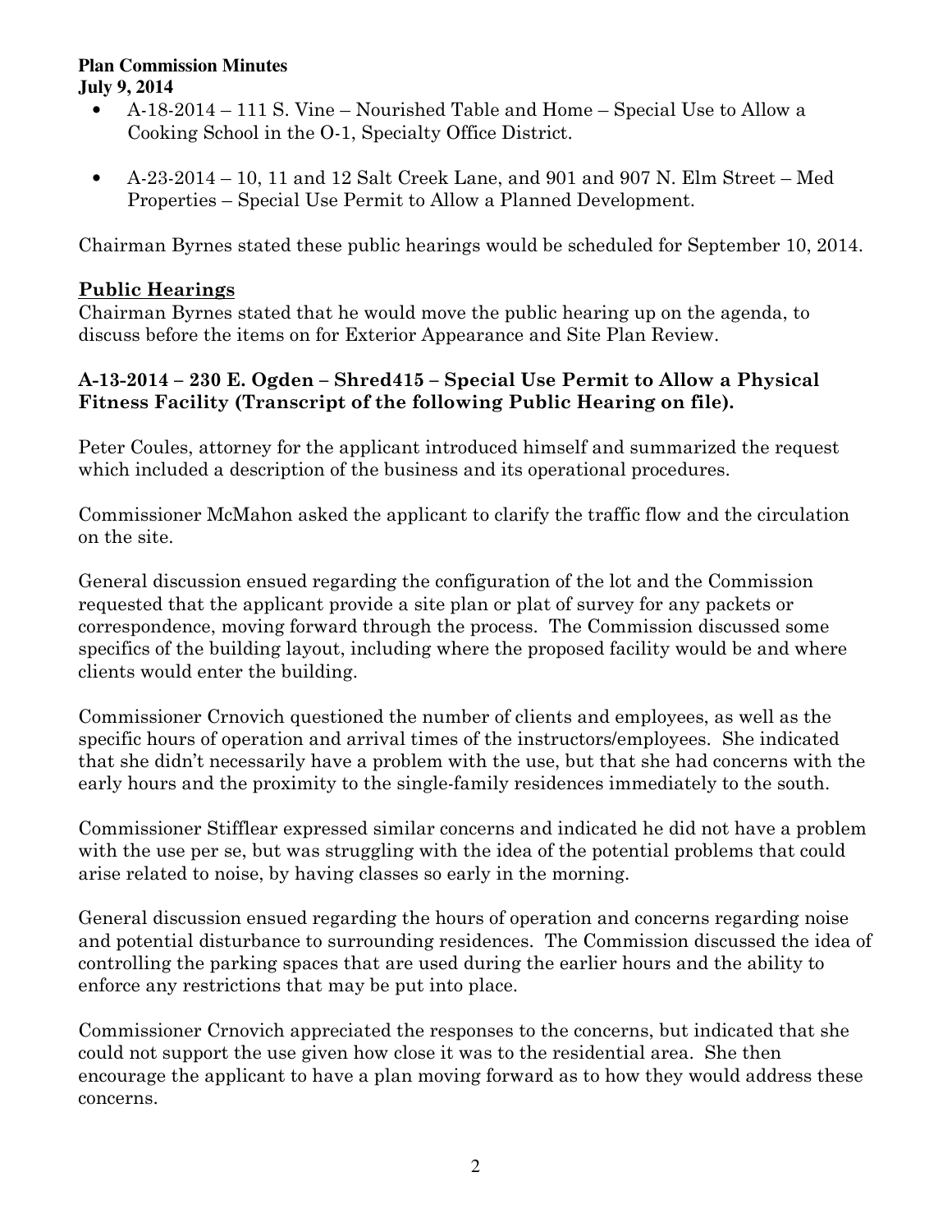**Plan Commission Minutes**
**July 9, 2014**

- A-18-2014 – 111 S. Vine – Nourished Table and Home – Special Use to Allow a Cooking School in the O-1, Specialty Office District.
- A-23-2014 – 10, 11 and 12 Salt Creek Lane, and 901 and 907 N. Elm Street – Med Properties – Special Use Permit to Allow a Planned Development.

Chairman Byrnes stated these public hearings would be scheduled for September 10, 2014.

## Public Hearings

Chairman Byrnes stated that he would move the public hearing up on the agenda, to discuss before the items on for Exterior Appearance and Site Plan Review.

### A-13-2014 – 230 E. Ogden – Shred415 – Special Use Permit to Allow a Physical Fitness Facility (Transcript of the following Public Hearing on file).

Peter Coules, attorney for the applicant introduced himself and summarized the request which included a description of the business and its operational procedures.

Commissioner McMahon asked the applicant to clarify the traffic flow and the circulation on the site.

General discussion ensued regarding the configuration of the lot and the Commission requested that the applicant provide a site plan or plat of survey for any packets or correspondence, moving forward through the process. The Commission discussed some specifics of the building layout, including where the proposed facility would be and where clients would enter the building.

Commissioner Crnovich questioned the number of clients and employees, as well as the specific hours of operation and arrival times of the instructors/employees. She indicated that she didn't necessarily have a problem with the use, but that she had concerns with the early hours and the proximity to the single-family residences immediately to the south.

Commissioner Stifflear expressed similar concerns and indicated he did not have a problem with the use per se, but was struggling with the idea of the potential problems that could arise related to noise, by having classes so early in the morning.

General discussion ensued regarding the hours of operation and concerns regarding noise and potential disturbance to surrounding residences. The Commission discussed the idea of controlling the parking spaces that are used during the earlier hours and the ability to enforce any restrictions that may be put into place.

Commissioner Crnovich appreciated the responses to the concerns, but indicated that she could not support the use given how close it was to the residential area. She then encourage the applicant to have a plan moving forward as to how they would address these concerns.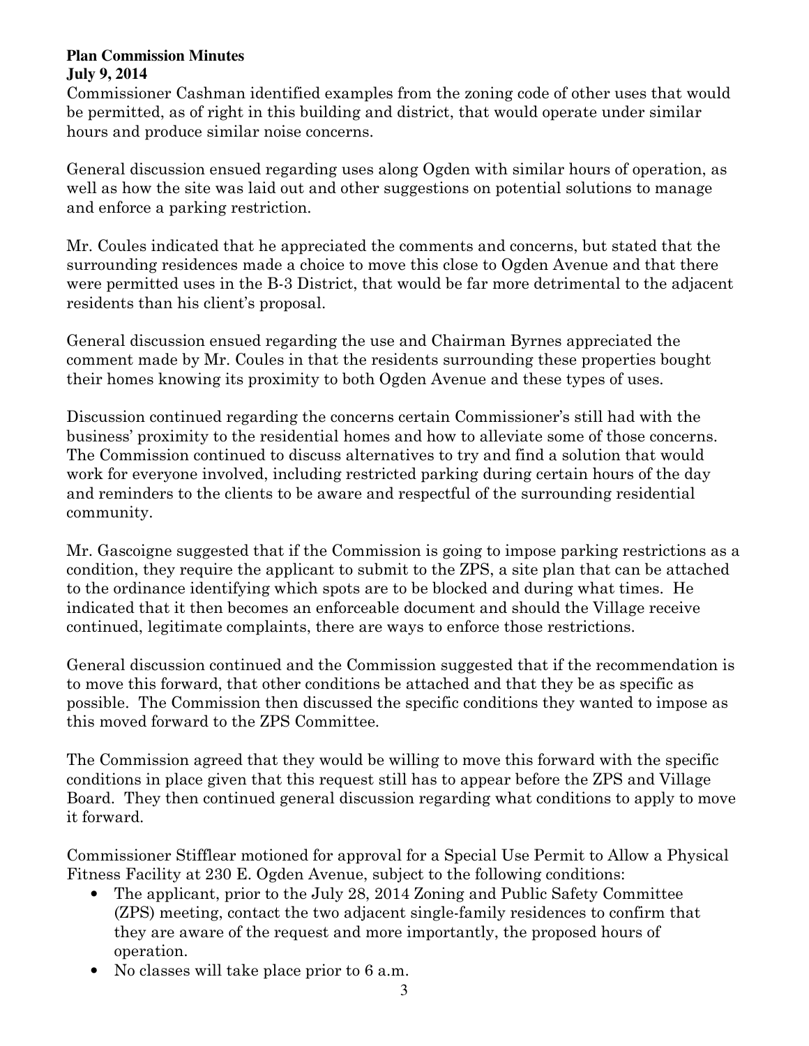Commissioner Cashman identified examples from the zoning code of other uses that would be permitted, as of right in this building and district, that would operate under similar hours and produce similar noise concerns.

General discussion ensued regarding uses along Ogden with similar hours of operation, as well as how the site was laid out and other suggestions on potential solutions to manage and enforce a parking restriction.

Mr. Coules indicated that he appreciated the comments and concerns, but stated that the surrounding residences made a choice to move this close to Ogden Avenue and that there were permitted uses in the B-3 District, that would be far more detrimental to the adjacent residents than his client's proposal.

General discussion ensued regarding the use and Chairman Byrnes appreciated the comment made by Mr. Coules in that the residents surrounding these properties bought their homes knowing its proximity to both Ogden Avenue and these types of uses.

Discussion continued regarding the concerns certain Commissioner's still had with the business' proximity to the residential homes and how to alleviate some of those concerns. The Commission continued to discuss alternatives to try and find a solution that would work for everyone involved, including restricted parking during certain hours of the day and reminders to the clients to be aware and respectful of the surrounding residential community.

Mr. Gascoigne suggested that if the Commission is going to impose parking restrictions as a condition, they require the applicant to submit to the ZPS, a site plan that can be attached to the ordinance identifying which spots are to be blocked and during what times. He indicated that it then becomes an enforceable document and should the Village receive continued, legitimate complaints, there are ways to enforce those restrictions.

General discussion continued and the Commission suggested that if the recommendation is to move this forward, that other conditions be attached and that they be as specific as possible. The Commission then discussed the specific conditions they wanted to impose as this moved forward to the ZPS Committee.

The Commission agreed that they would be willing to move this forward with the specific conditions in place given that this request still has to appear before the ZPS and Village Board. They then continued general discussion regarding what conditions to apply to move it forward.

Commissioner Stifflear motioned for approval for a Special Use Permit to Allow a Physical Fitness Facility at 230 E. Ogden Avenue, subject to the following conditions:

- The applicant, prior to the July 28, 2014 Zoning and Public Safety Committee (ZPS) meeting, contact the two adjacent single-family residences to confirm that they are aware of the request and more importantly, the proposed hours of operation.
- No classes will take place prior to 6 a.m.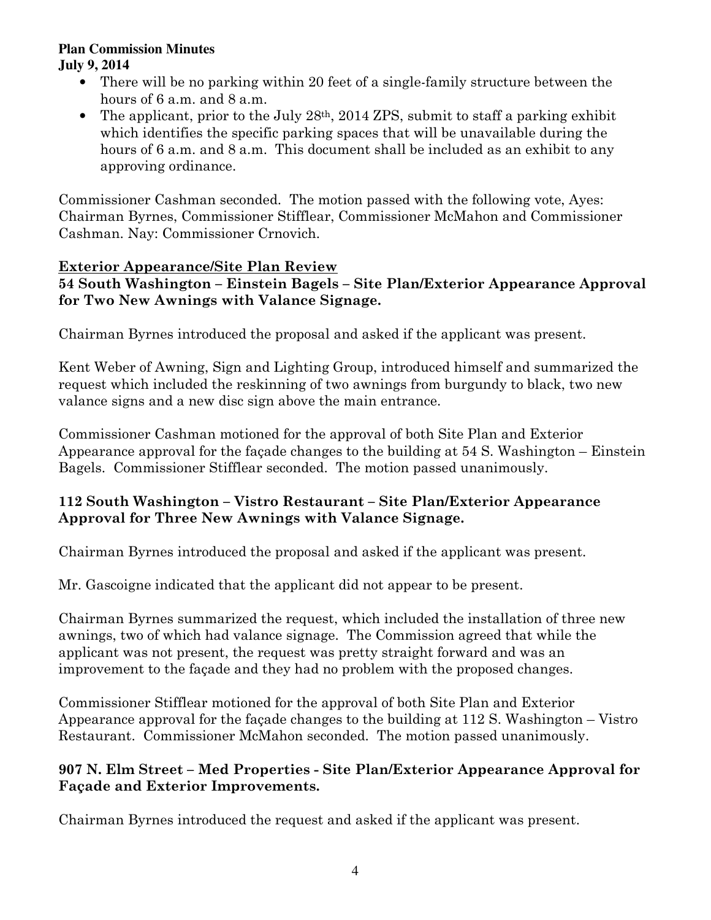- There will be no parking within 20 feet of a single-family structure between the hours of 6 a.m. and 8 a.m.
- The applicant, prior to the July 28th, 2014 ZPS, submit to staff a parking exhibit which identifies the specific parking spaces that will be unavailable during the hours of 6 a.m. and 8 a.m. This document shall be included as an exhibit to any approving ordinance.

Commissioner Cashman seconded. The motion passed with the following vote, Ayes: Chairman Byrnes, Commissioner Stifflear, Commissioner McMahon and Commissioner Cashman. Nay: Commissioner Crnovich.

## Exterior Appearance/Site Plan Review

### 54 South Washington – Einstein Bagels – Site Plan/Exterior Appearance Approval for Two New Awnings with Valance Signage.

Chairman Byrnes introduced the proposal and asked if the applicant was present.

Kent Weber of Awning, Sign and Lighting Group, introduced himself and summarized the request which included the reskinning of two awnings from burgundy to black, two new valance signs and a new disc sign above the main entrance.

Commissioner Cashman motioned for the approval of both Site Plan and Exterior Appearance approval for the façade changes to the building at 54 S. Washington – Einstein Bagels. Commissioner Stifflear seconded. The motion passed unanimously.

### 112 South Washington – Vistro Restaurant – Site Plan/Exterior Appearance Approval for Three New Awnings with Valance Signage.

Chairman Byrnes introduced the proposal and asked if the applicant was present.

Mr. Gascoigne indicated that the applicant did not appear to be present.

Chairman Byrnes summarized the request, which included the installation of three new awnings, two of which had valance signage. The Commission agreed that while the applicant was not present, the request was pretty straight forward and was an improvement to the façade and they had no problem with the proposed changes.

Commissioner Stifflear motioned for the approval of both Site Plan and Exterior Appearance approval for the façade changes to the building at 112 S. Washington – Vistro Restaurant. Commissioner McMahon seconded. The motion passed unanimously.

### 907 N. Elm Street – Med Properties - Site Plan/Exterior Appearance Approval for Façade and Exterior Improvements.

Chairman Byrnes introduced the request and asked if the applicant was present.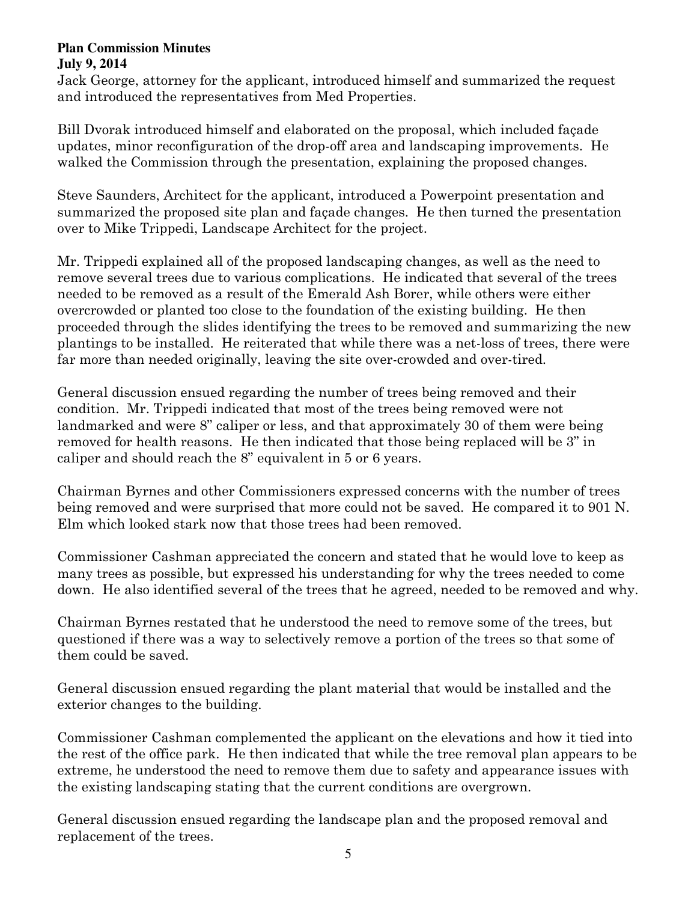Jack George, attorney for the applicant, introduced himself and summarized the request and introduced the representatives from Med Properties.

Bill Dvorak introduced himself and elaborated on the proposal, which included façade updates, minor reconfiguration of the drop-off area and landscaping improvements. He walked the Commission through the presentation, explaining the proposed changes.

Steve Saunders, Architect for the applicant, introduced a Powerpoint presentation and summarized the proposed site plan and façade changes. He then turned the presentation over to Mike Trippedi, Landscape Architect for the project.

Mr. Trippedi explained all of the proposed landscaping changes, as well as the need to remove several trees due to various complications. He indicated that several of the trees needed to be removed as a result of the Emerald Ash Borer, while others were either overcrowded or planted too close to the foundation of the existing building. He then proceeded through the slides identifying the trees to be removed and summarizing the new plantings to be installed. He reiterated that while there was a net-loss of trees, there were far more than needed originally, leaving the site over-crowded and over-tired.

General discussion ensued regarding the number of trees being removed and their condition. Mr. Trippedi indicated that most of the trees being removed were not landmarked and were 8" caliper or less, and that approximately 30 of them were being removed for health reasons. He then indicated that those being replaced will be 3" in caliper and should reach the 8" equivalent in 5 or 6 years.

Chairman Byrnes and other Commissioners expressed concerns with the number of trees being removed and were surprised that more could not be saved. He compared it to 901 N. Elm which looked stark now that those trees had been removed.

Commissioner Cashman appreciated the concern and stated that he would love to keep as many trees as possible, but expressed his understanding for why the trees needed to come down. He also identified several of the trees that he agreed, needed to be removed and why.

Chairman Byrnes restated that he understood the need to remove some of the trees, but questioned if there was a way to selectively remove a portion of the trees so that some of them could be saved.

General discussion ensued regarding the plant material that would be installed and the exterior changes to the building.

Commissioner Cashman complemented the applicant on the elevations and how it tied into the rest of the office park. He then indicated that while the tree removal plan appears to be extreme, he understood the need to remove them due to safety and appearance issues with the existing landscaping stating that the current conditions are overgrown.

General discussion ensued regarding the landscape plan and the proposed removal and replacement of the trees.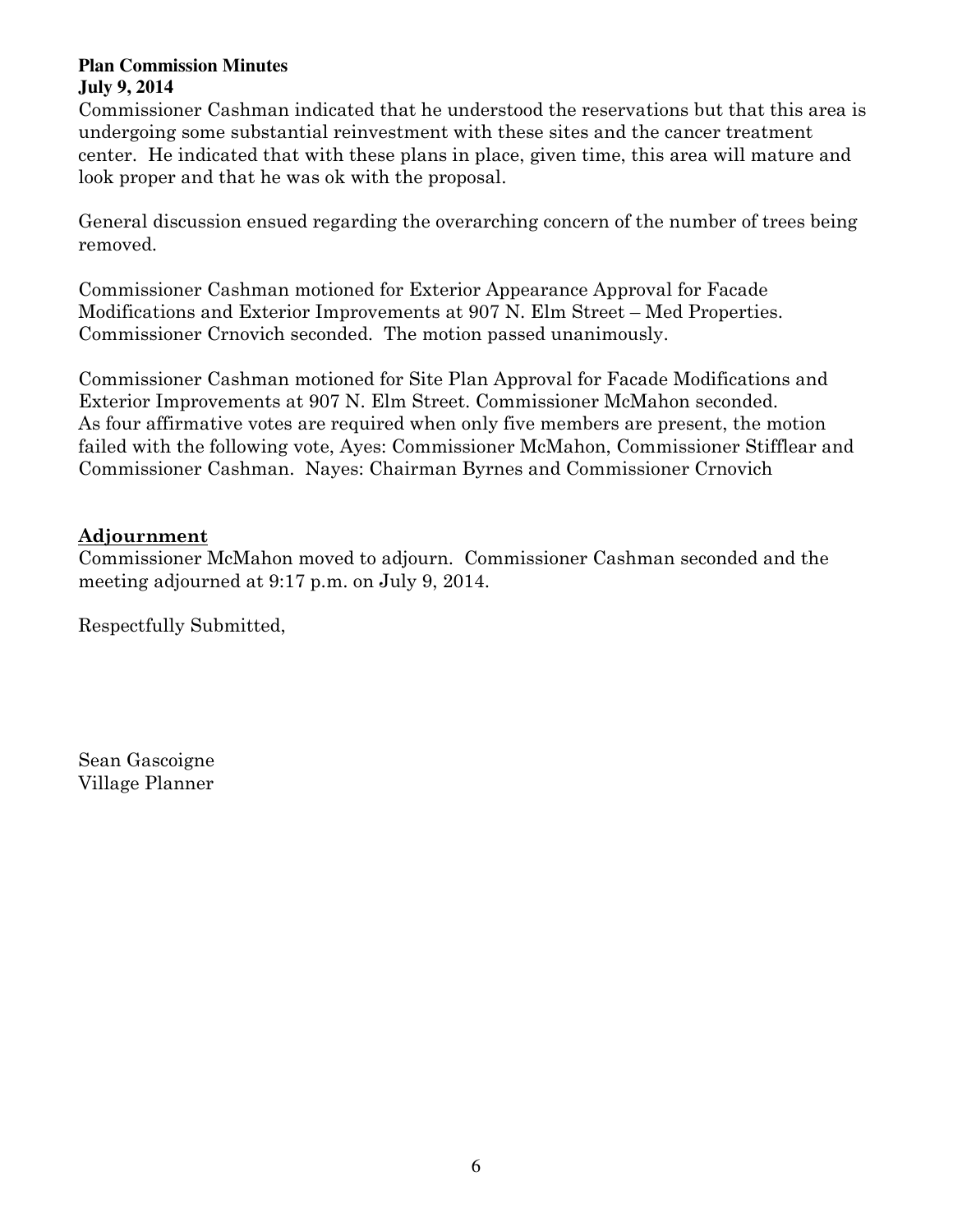Commissioner Cashman indicated that he understood the reservations but that this area is undergoing some substantial reinvestment with these sites and the cancer treatment center. He indicated that with these plans in place, given time, this area will mature and look proper and that he was ok with the proposal.

General discussion ensued regarding the overarching concern of the number of trees being removed.

Commissioner Cashman motioned for Exterior Appearance Approval for Facade Modifications and Exterior Improvements at 907 N. Elm Street – Med Properties. Commissioner Crnovich seconded. The motion passed unanimously.

Commissioner Cashman motioned for Site Plan Approval for Facade Modifications and Exterior Improvements at 907 N. Elm Street. Commissioner McMahon seconded. As four affirmative votes are required when only five members are present, the motion failed with the following vote, Ayes: Commissioner McMahon, Commissioner Stifflear and Commissioner Cashman. Nayes: Chairman Byrnes and Commissioner Crnovich

## Adjournment

Commissioner McMahon moved to adjourn. Commissioner Cashman seconded and the meeting adjourned at 9:17 p.m. on July 9, 2014.

Respectfully Submitted,

Sean Gascoigne
Village Planner